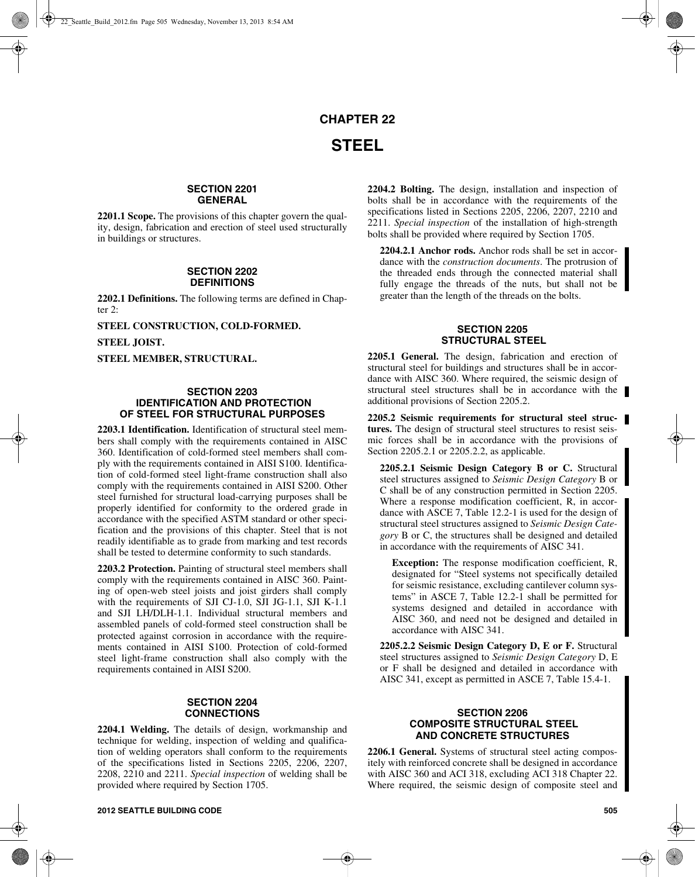# CHAPTER 22

# STEEL

## SECTION 2201 GENERAL

**2201.1 Scope.** The provisions of this chapter govern the quality, design, fabrication and erection of steel used structurally in buildings or structures.

## SECTION 2202 DEFINITIONS

**2202.1 Definitions.** The following terms are defined in Chapter 2:

**STEEL CONSTRUCTION, COLD-FORMED.**

**STEEL JOIST.**

**STEEL MEMBER, STRUCTURAL.**

## SECTION 2203 IDENTIFICATION AND PROTECTION OF STEEL FOR STRUCTURAL PURPOSES

**2203.1 Identification.** Identification of structural steel members shall comply with the requirements contained in AISC 360. Identification of cold-formed steel members shall comply with the requirements contained in AISI S100. Identification of cold-formed steel light-frame construction shall also comply with the requirements contained in AISI S200. Other steel furnished for structural load-carrying purposes shall be properly identified for conformity to the ordered grade in accordance with the specified ASTM standard or other specification and the provisions of this chapter. Steel that is not readily identifiable as to grade from marking and test records shall be tested to determine conformity to such standards.

**2203.2 Protection.** Painting of structural steel members shall comply with the requirements contained in AISC 360. Painting of open-web steel joists and joist girders shall comply with the requirements of SJI CJ-1.0, SJI JG-1.1, SJI K-1.1 and SJI LH/DLH-1.1. Individual structural members and assembled panels of cold-formed steel construction shall be protected against corrosion in accordance with the requirements contained in AISI S100. Protection of cold-formed steel light-frame construction shall also comply with the requirements contained in AISI S200.

## SECTION 2204 CONNECTIONS

**2204.1 Welding.** The details of design, workmanship and technique for welding, inspection of welding and qualification of welding operators shall conform to the requirements of the specifications listed in Sections 2205, 2206, 2207, 2208, 2210 and 2211. *Special inspection* of welding shall be provided where required by Section 1705.

**2204.2 Bolting.** The design, installation and inspection of bolts shall be in accordance with the requirements of the specifications listed in Sections 2205, 2206, 2207, 2210 and 2211. *Special inspection* of the installation of high-strength bolts shall be provided where required by Section 1705.

**2204.2.1 Anchor rods.** Anchor rods shall be set in accordance with the *construction documents*. The protrusion of the threaded ends through the connected material shall fully engage the threads of the nuts, but shall not be greater than the length of the threads on the bolts.

## SECTION 2205 STRUCTURAL STEEL

**2205.1 General.** The design, fabrication and erection of structural steel for buildings and structures shall be in accordance with AISC 360. Where required, the seismic design of structural steel structures shall be in accordance with the additional provisions of Section 2205.2.

**2205.2 Seismic requirements for structural steel structures.** The design of structural steel structures to resist seismic forces shall be in accordance with the provisions of Section 2205.2.1 or 2205.2.2, as applicable.

**2205.2.1 Seismic Design Category B or C.** Structural steel structures assigned to *Seismic Design Category* B or C shall be of any construction permitted in Section 2205. Where a response modification coefficient, R, in accordance with ASCE 7, Table 12.2-1 is used for the design of structural steel structures assigned to *Seismic Design Category* B or C, the structures shall be designed and detailed in accordance with the requirements of AISC 341.

**Exception:** The response modification coefficient, R, designated for "Steel systems not specifically detailed for seismic resistance, excluding cantilever column systems" in ASCE 7, Table 12.2-1 shall be permitted for systems designed and detailed in accordance with AISC 360, and need not be designed and detailed in accordance with AISC 341.

**2205.2.2 Seismic Design Category D, E or F.** Structural steel structures assigned to *Seismic Design Category* D, E or F shall be designed and detailed in accordance with AISC 341, except as permitted in ASCE 7, Table 15.4-1.

## SECTION 2206 COMPOSITE STRUCTURAL STEEL AND CONCRETE STRUCTURES

**2206.1 General.** Systems of structural steel acting compositely with reinforced concrete shall be designed in accordance with AISC 360 and ACI 318, excluding ACI 318 Chapter 22. Where required, the seismic design of composite steel and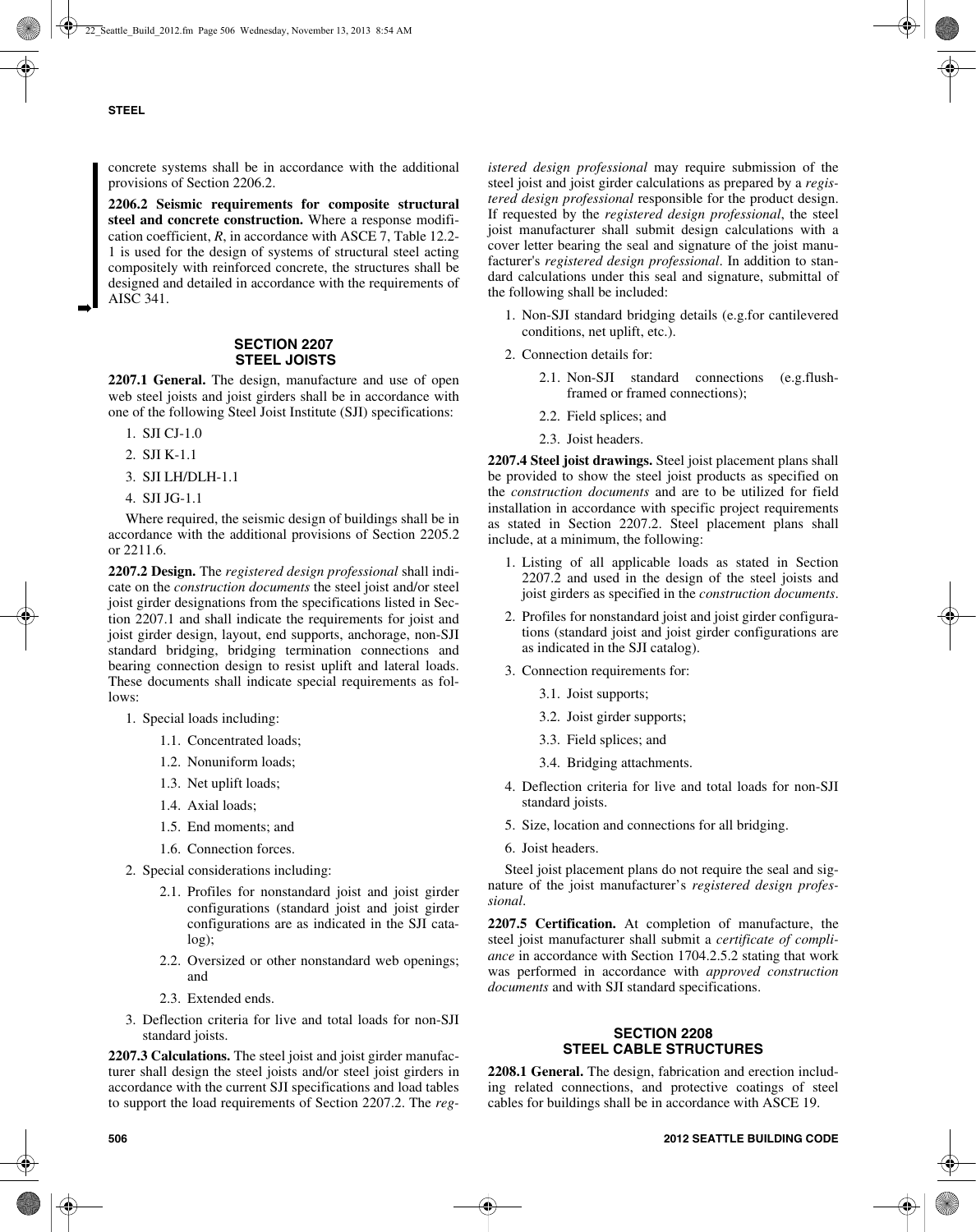concrete systems shall be in accordance with the additional provisions of Section 2206.2.

**2206.2 Seismic requirements for composite structural steel and concrete construction.** Where a response modification coefficient, *R*, in accordance with ASCE 7, Table 12.2-1 is used for the design of systems of structural steel acting compositely with reinforced concrete, the structures shall be designed and detailed in accordance with the requirements of AISC 341.

## SECTION 2207 STEEL JOISTS

**2207.1 General.** The design, manufacture and use of open web steel joists and joist girders shall be in accordance with one of the following Steel Joist Institute (SJI) specifications:

1. SJI CJ-1.0
2. SJI K-1.1
3. SJI LH/DLH-1.1
4. SJI JG-1.1

Where required, the seismic design of buildings shall be in accordance with the additional provisions of Section 2205.2 or 2211.6.

**2207.2 Design.** The *registered design professional* shall indicate on the *construction documents* the steel joist and/or steel joist girder designations from the specifications listed in Section 2207.1 and shall indicate the requirements for joist and joist girder design, layout, end supports, anchorage, non-SJI standard bridging, bridging termination connections and bearing connection design to resist uplift and lateral loads. These documents shall indicate special requirements as follows:

1. Special loads including:
   1.1. Concentrated loads;
   1.2. Nonuniform loads;
   1.3. Net uplift loads;
   1.4. Axial loads;
   1.5. End moments; and
   1.6. Connection forces.
2. Special considerations including:
   2.1. Profiles for nonstandard joist and joist girder configurations (standard joist and joist girder configurations are as indicated in the SJI catalog);
   2.2. Oversized or other nonstandard web openings; and
   2.3. Extended ends.
3. Deflection criteria for live and total loads for non-SJI standard joists.

**2207.3 Calculations.** The steel joist and joist girder manufacturer shall design the steel joists and/or steel joist girders in accordance with the current SJI specifications and load tables to support the load requirements of Section 2207.2. The *registered design professional* may require submission of the steel joist and joist girder calculations as prepared by a *registered design professional* responsible for the product design. If requested by the *registered design professional*, the steel joist manufacturer shall submit design calculations with a cover letter bearing the seal and signature of the joist manufacturer's *registered design professional*. In addition to standard calculations under this seal and signature, submittal of the following shall be included:

1. Non-SJI standard bridging details (e.g.for cantilevered conditions, net uplift, etc.).
2. Connection details for:
   2.1. Non-SJI standard connections (e.g.flush-framed or framed connections);
   2.2. Field splices; and
   2.3. Joist headers.

**2207.4 Steel joist drawings.** Steel joist placement plans shall be provided to show the steel joist products as specified on the *construction documents* and are to be utilized for field installation in accordance with specific project requirements as stated in Section 2207.2. Steel placement plans shall include, at a minimum, the following:

1. Listing of all applicable loads as stated in Section 2207.2 and used in the design of the steel joists and joist girders as specified in the *construction documents*.
2. Profiles for nonstandard joist and joist girder configurations (standard joist and joist girder configurations are as indicated in the SJI catalog).
3. Connection requirements for:
   3.1. Joist supports;
   3.2. Joist girder supports;
   3.3. Field splices; and
   3.4. Bridging attachments.
4. Deflection criteria for live and total loads for non-SJI standard joists.
5. Size, location and connections for all bridging.
6. Joist headers.

Steel joist placement plans do not require the seal and signature of the joist manufacturer's *registered design professional*.

**2207.5 Certification.** At completion of manufacture, the steel joist manufacturer shall submit a *certificate of compliance* in accordance with Section 1704.2.5.2 stating that work was performed in accordance with *approved construction documents* and with SJI standard specifications.

## SECTION 2208 STEEL CABLE STRUCTURES

**2208.1 General.** The design, fabrication and erection including related connections, and protective coatings of steel cables for buildings shall be in accordance with ASCE 19.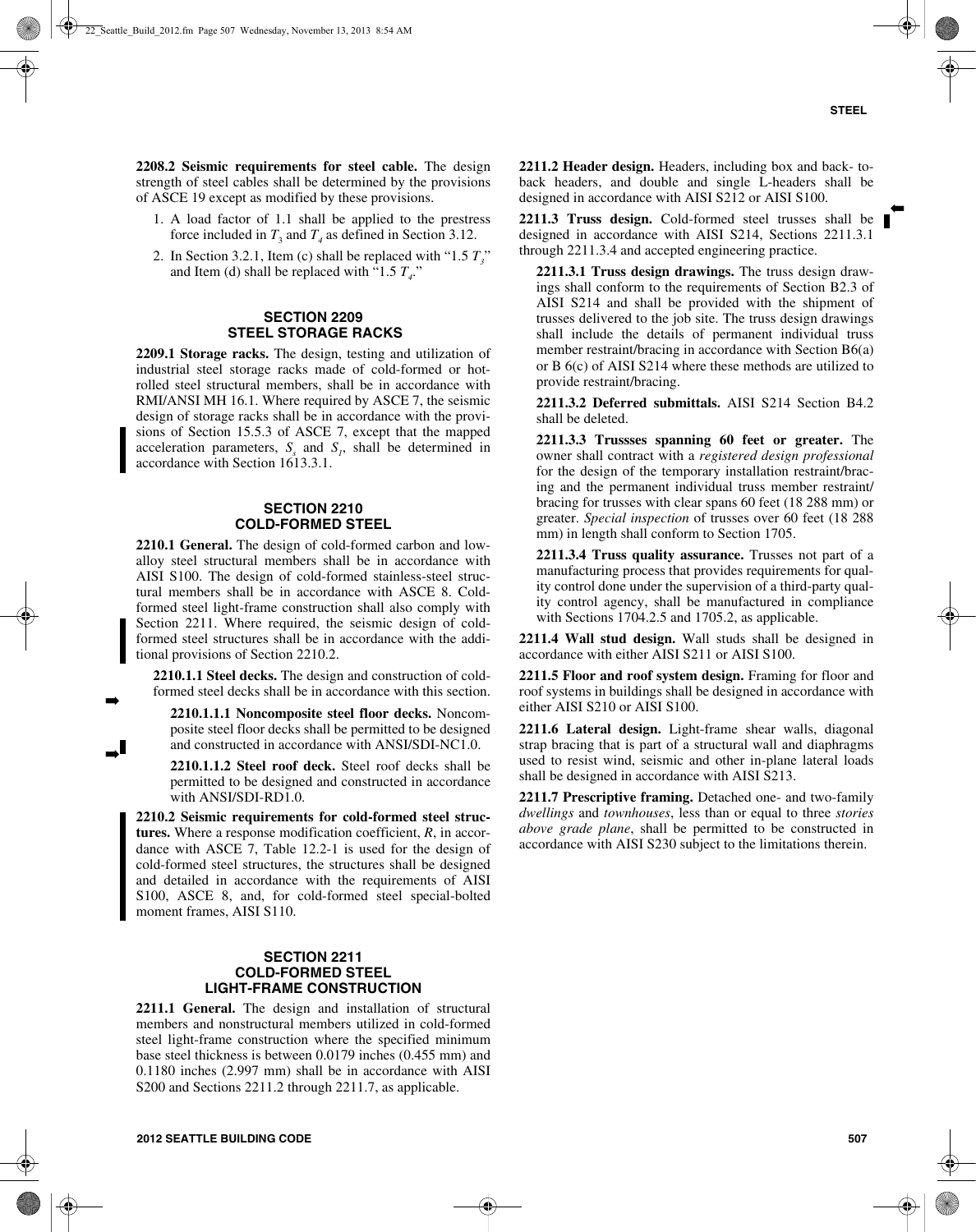**2208.2 Seismic requirements for steel cable.** The design strength of steel cables shall be determined by the provisions of ASCE 19 except as modified by these provisions.

1. A load factor of 1.1 shall be applied to the prestress force included in $T_3$ and $T_4$ as defined in Section 3.12.
2. In Section 3.2.1, Item (c) shall be replaced with "1.5 $T_3$" and Item (d) shall be replaced with "1.5 $T_4$."

## SECTION 2209 STEEL STORAGE RACKS

**2209.1 Storage racks.** The design, testing and utilization of industrial steel storage racks made of cold-formed or hot-rolled steel structural members, shall be in accordance with RMI/ANSI MH 16.1. Where required by ASCE 7, the seismic design of storage racks shall be in accordance with the provisions of Section 15.5.3 of ASCE 7, except that the mapped acceleration parameters, $S_s$ and $S_1$, shall be determined in accordance with Section 1613.3.1.

## SECTION 2210 COLD-FORMED STEEL

**2210.1 General.** The design of cold-formed carbon and low-alloy steel structural members shall be in accordance with AISI S100. The design of cold-formed stainless-steel structural members shall be in accordance with ASCE 8. Cold-formed steel light-frame construction shall also comply with Section 2211. Where required, the seismic design of cold-formed steel structures shall be in accordance with the additional provisions of Section 2210.2.

**2210.1.1 Steel decks.** The design and construction of cold-formed steel decks shall be in accordance with this section.

**2210.1.1.1 Noncomposite steel floor decks.** Noncomposite steel floor decks shall be permitted to be designed and constructed in accordance with ANSI/SDI-NC1.0.

**2210.1.1.2 Steel roof deck.** Steel roof decks shall be permitted to be designed and constructed in accordance with ANSI/SDI-RD1.0.

**2210.2 Seismic requirements for cold-formed steel structures.** Where a response modification coefficient, $R$, in accordance with ASCE 7, Table 12.2-1 is used for the design of cold-formed steel structures, the structures shall be designed and detailed in accordance with the requirements of AISI S100, ASCE 8, and, for cold-formed steel special-bolted moment frames, AISI S110.

## SECTION 2211 COLD-FORMED STEEL LIGHT-FRAME CONSTRUCTION

**2211.1 General.** The design and installation of structural members and nonstructural members utilized in cold-formed steel light-frame construction where the specified minimum base steel thickness is between 0.0179 inches (0.455 mm) and 0.1180 inches (2.997 mm) shall be in accordance with AISI S200 and Sections 2211.2 through 2211.7, as applicable.

**2211.2 Header design.** Headers, including box and back- to-back headers, and double and single L-headers shall be designed in accordance with AISI S212 or AISI S100.

**2211.3 Truss design.** Cold-formed steel trusses shall be designed in accordance with AISI S214, Sections 2211.3.1 through 2211.3.4 and accepted engineering practice.

**2211.3.1 Truss design drawings.** The truss design drawings shall conform to the requirements of Section B2.3 of AISI S214 and shall be provided with the shipment of trusses delivered to the job site. The truss design drawings shall include the details of permanent individual truss member restraint/bracing in accordance with Section B6(a) or B 6(c) of AISI S214 where these methods are utilized to provide restraint/bracing.

**2211.3.2 Deferred submittals.** AISI S214 Section B4.2 shall be deleted.

**2211.3.3 Trussses spanning 60 feet or greater.** The owner shall contract with a *registered design professional* for the design of the temporary installation restraint/bracing and the permanent individual truss member restraint/bracing for trusses with clear spans 60 feet (18 288 mm) or greater. *Special inspection* of trusses over 60 feet (18 288 mm) in length shall conform to Section 1705.

**2211.3.4 Truss quality assurance.** Trusses not part of a manufacturing process that provides requirements for quality control done under the supervision of a third-party quality control agency, shall be manufactured in compliance with Sections 1704.2.5 and 1705.2, as applicable.

**2211.4 Wall stud design.** Wall studs shall be designed in accordance with either AISI S211 or AISI S100.

**2211.5 Floor and roof system design.** Framing for floor and roof systems in buildings shall be designed in accordance with either AISI S210 or AISI S100.

**2211.6 Lateral design.** Light-frame shear walls, diagonal strap bracing that is part of a structural wall and diaphragms used to resist wind, seismic and other in-plane lateral loads shall be designed in accordance with AISI S213.

**2211.7 Prescriptive framing.** Detached one- and two-family *dwellings* and *townhouses*, less than or equal to three *stories above grade plane*, shall be permitted to be constructed in accordance with AISI S230 subject to the limitations therein.